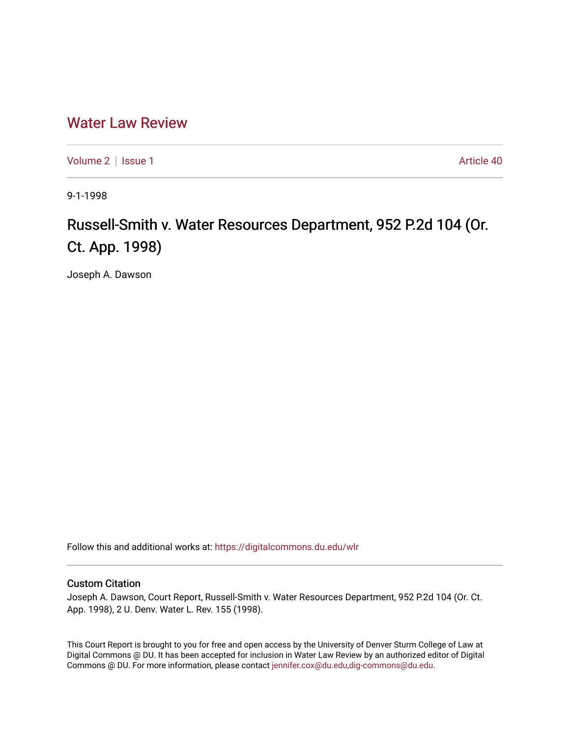# Water Law Review

Volume 2 | Issue 1 Article 40

9-1-1998

## Russell-Smith v. Water Resources Department, 952 P.2d 104 (Or. Ct. App. 1998)

Joseph A. Dawson

Follow this and additional works at: https://digitalcommons.du.edu/wlr

### Custom Citation

Joseph A. Dawson, Court Report, Russell-Smith v. Water Resources Department, 952 P.2d 104 (Or. Ct. App. 1998), 2 U. Denv. Water L. Rev. 155 (1998).

This Court Report is brought to you for free and open access by the University of Denver Sturm College of Law at Digital Commons @ DU. It has been accepted for inclusion in Water Law Review by an authorized editor of Digital Commons @ DU. For more information, please contact jennifer.cox@du.edu,dig-commons@du.edu.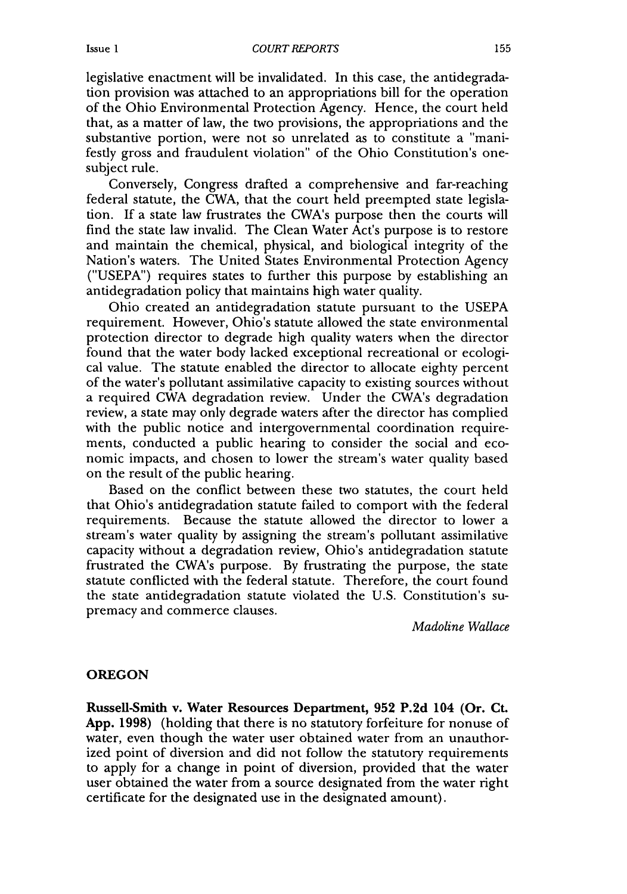legislative enactment will be invalidated. In this case, the antidegradation provision was attached to an appropriations bill for the operation of the Ohio Environmental Protection Agency. Hence, the court held that, as a matter of law, the two provisions, the appropriations and the substantive portion, were not so unrelated as to constitute a "manifestly gross and fraudulent violation" of the Ohio Constitution's one-subject rule.

Conversely, Congress drafted a comprehensive and far-reaching federal statute, the CWA, that the court held preempted state legislation. If a state law frustrates the CWA's purpose then the courts will find the state law invalid. The Clean Water Act's purpose is to restore and maintain the chemical, physical, and biological integrity of the Nation's waters. The United States Environmental Protection Agency ("USEPA") requires states to further this purpose by establishing an antidegradation policy that maintains high water quality.

Ohio created an antidegradation statute pursuant to the USEPA requirement. However, Ohio's statute allowed the state environmental protection director to degrade high quality waters when the director found that the water body lacked exceptional recreational or ecological value. The statute enabled the director to allocate eighty percent of the water's pollutant assimilative capacity to existing sources without a required CWA degradation review. Under the CWA's degradation review, a state may only degrade waters after the director has complied with the public notice and intergovernmental coordination requirements, conducted a public hearing to consider the social and economic impacts, and chosen to lower the stream's water quality based on the result of the public hearing.

Based on the conflict between these two statutes, the court held that Ohio's antidegradation statute failed to comport with the federal requirements. Because the statute allowed the director to lower a stream's water quality by assigning the stream's pollutant assimilative capacity without a degradation review, Ohio's antidegradation statute frustrated the CWA's purpose. By frustrating the purpose, the state statute conflicted with the federal statute. Therefore, the court found the state antidegradation statute violated the U.S. Constitution's supremacy and commerce clauses.

*Madoline Wallace*

## OREGON

**Russell-Smith v. Water Resources Department, 952 P.2d 104 (Or. Ct. App. 1998)** (holding that there is no statutory forfeiture for nonuse of water, even though the water user obtained water from an unauthorized point of diversion and did not follow the statutory requirements to apply for a change in point of diversion, provided that the water user obtained the water from a source designated from the water right certificate for the designated use in the designated amount).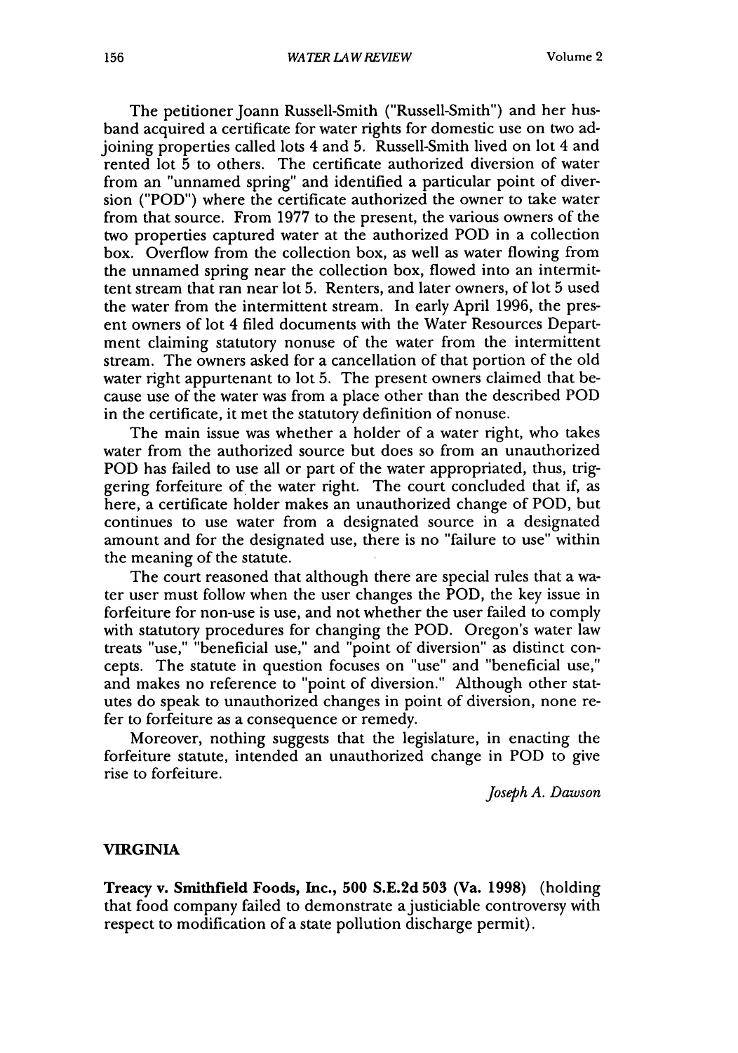The petitioner Joann Russell-Smith ("Russell-Smith") and her husband acquired a certificate for water rights for domestic use on two adjoining properties called lots 4 and 5. Russell-Smith lived on lot 4 and rented lot 5 to others. The certificate authorized diversion of water from an "unnamed spring" and identified a particular point of diversion ("POD") where the certificate authorized the owner to take water from that source. From 1977 to the present, the various owners of the two properties captured water at the authorized POD in a collection box. Overflow from the collection box, as well as water flowing from the unnamed spring near the collection box, flowed into an intermittent stream that ran near lot 5. Renters, and later owners, of lot 5 used the water from the intermittent stream. In early April 1996, the present owners of lot 4 filed documents with the Water Resources Department claiming statutory nonuse of the water from the intermittent stream. The owners asked for a cancellation of that portion of the old water right appurtenant to lot 5. The present owners claimed that because use of the water was from a place other than the described POD in the certificate, it met the statutory definition of nonuse.

The main issue was whether a holder of a water right, who takes water from the authorized source but does so from an unauthorized POD has failed to use all or part of the water appropriated, thus, triggering forfeiture of the water right. The court concluded that if, as here, a certificate holder makes an unauthorized change of POD, but continues to use water from a designated source in a designated amount and for the designated use, there is no "failure to use" within the meaning of the statute.

The court reasoned that although there are special rules that a water user must follow when the user changes the POD, the key issue in forfeiture for non-use is use, and not whether the user failed to comply with statutory procedures for changing the POD. Oregon's water law treats "use," "beneficial use," and "point of diversion" as distinct concepts. The statute in question focuses on "use" and "beneficial use," and makes no reference to "point of diversion." Although other statutes do speak to unauthorized changes in point of diversion, none refer to forfeiture as a consequence or remedy.

Moreover, nothing suggests that the legislature, in enacting the forfeiture statute, intended an unauthorized change in POD to give rise to forfeiture.

*Joseph A. Dawson*

## VIRGINIA

**Treacy v. Smithfield Foods, Inc., 500 S.E.2d 503 (Va. 1998)** (holding that food company failed to demonstrate a justiciable controversy with respect to modification of a state pollution discharge permit).